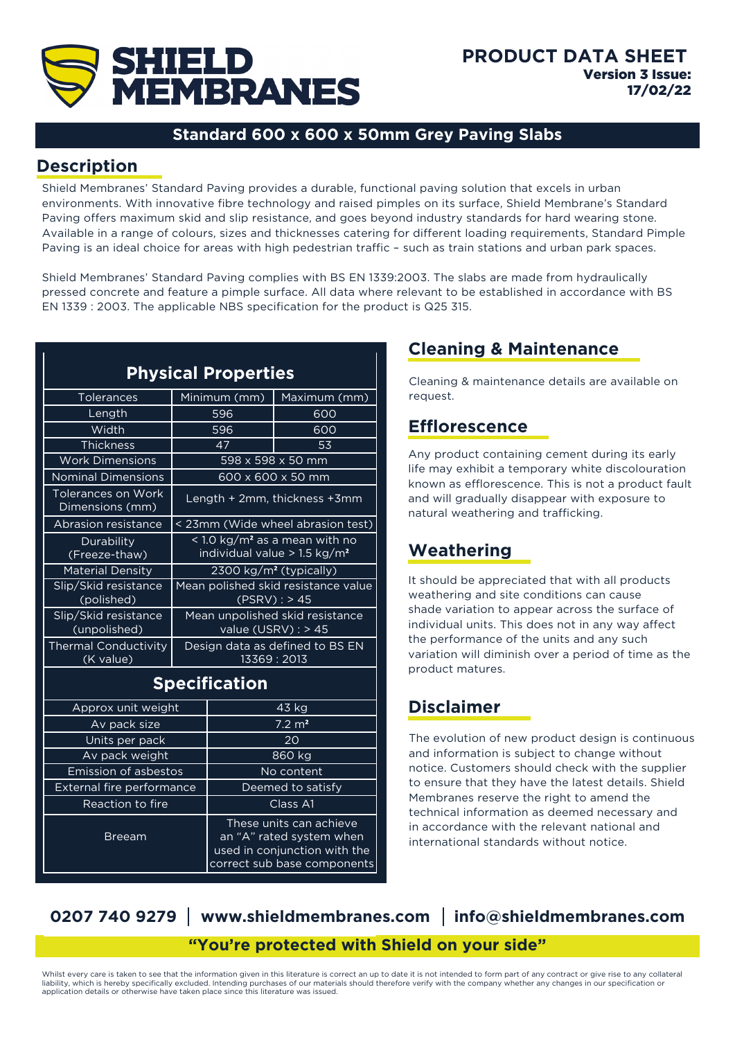# SHIELD MEMBRANES

## PRODUCT DATA SHEET

**Version 3 Issue: 17/02/22**

## Standard 600 x 600 x 50mm Grey Paving Slabs

## Description

Shield Membranes' Standard Paving provides a durable, functional paving solution that excels in urban environments. With innovative fibre technology and raised pimples on its surface, Shield Membrane's Standard Paving offers maximum skid and slip resistance, and goes beyond industry standards for hard wearing stone. Available in a range of colours, sizes and thicknesses catering for different loading requirements, Standard Pimple Paving is an ideal choice for areas with high pedestrian traffic – such as train stations and urban park spaces.

Shield Membranes' Standard Paving complies with BS EN 1339:2003. The slabs are made from hydraulically pressed concrete and feature a pimple surface. All data where relevant to be established in accordance with BS EN 1339 : 2003. The applicable NBS specification for the product is Q25 315.

### Physical Properties

| Tolerances | Minimum (mm) | Maximum (mm) |
|---|---|---|
| Length | 596 | 600 |
| Width | 596 | 600 |
| Thickness | 47 | 53 |
| Work Dimensions | 598 x 598 x 50 mm | |
| Nominal Dimensions | 600 x 600 x 50 mm | |
| Tolerances on Work Dimensions (mm) | Length + 2mm, thickness +3mm | |
| Abrasion resistance | < 23mm (Wide wheel abrasion test) | |
| Durability (Freeze-thaw) | < 1.0 kg/m² as a mean with no individual value > 1.5 kg/m² | |
| Material Density | 2300 kg/m² (typically) | |
| Slip/Skid resistance (polished) | Mean polished skid resistance value (PSRV) : > 45 | |
| Slip/Skid resistance (unpolished) | Mean unpolished skid resistance value (USRV) : > 45 | |
| Thermal Conductivity (K value) | Design data as defined to BS EN 13369 : 2013 | |

### Specification

| | |
|---|---|
| Approx unit weight | 43 kg |
| Av pack size | 7.2 m² |
| Units per pack | 20 |
| Av pack weight | 860 kg |
| Emission of asbestos | No content |
| External fire performance | Deemed to satisfy |
| Reaction to fire | Class A1 |
| Breeam | These units can achieve an "A" rated system when used in conjunction with the correct sub base components |

## Cleaning & Maintenance

Cleaning & maintenance details are available on request.

## Efflorescence

Any product containing cement during its early life may exhibit a temporary white discolouration known as efflorescence. This is not a product fault and will gradually disappear with exposure to natural weathering and trafficking.

## Weathering

It should be appreciated that with all products weathering and site conditions can cause shade variation to appear across the surface of individual units. This does not in any way affect the performance of the units and any such variation will diminish over a period of time as the product matures.

## Disclaimer

The evolution of new product design is continuous and information is subject to change without notice. Customers should check with the supplier to ensure that they have the latest details. Shield Membranes reserve the right to amend the technical information as deemed necessary and in accordance with the relevant national and international standards without notice.

**0207 740 9279 | www.shieldmembranes.com | info@shieldmembranes.com**

**"You're protected with Shield on your side"**

Whilst every care is taken to see that the information given in this literature is correct an up to date it is not intended to form part of any contract or give rise to any collateral liability, which is hereby specifically excluded. Intending purchases of our materials should therefore verify with the company whether any changes in our specification or application details or otherwise have taken place since this literature was issued.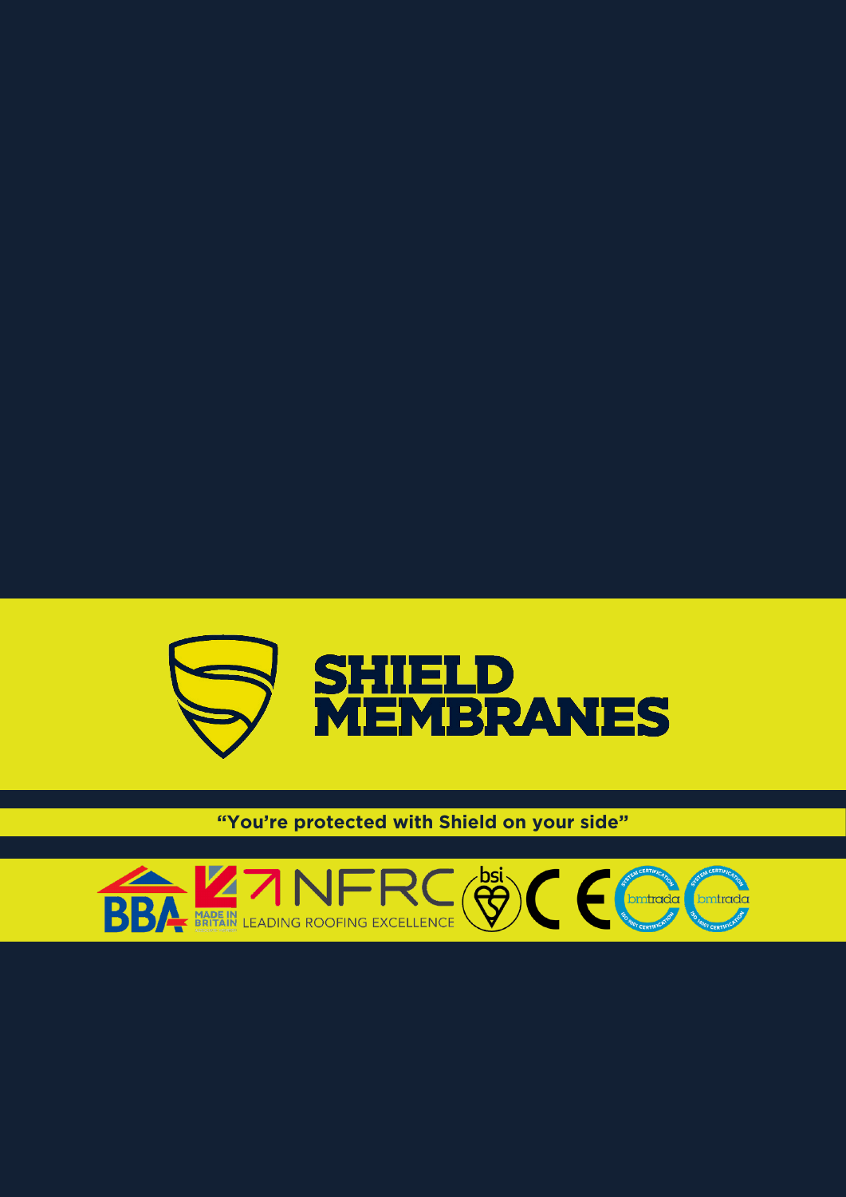# SHIELD MEMBRANES

"You're protected with Shield on your side"

BBA MADE IN BRITAIN NFRC LEADING ROOFING EXCELLENCE bsi CE bmtrada bmtrada